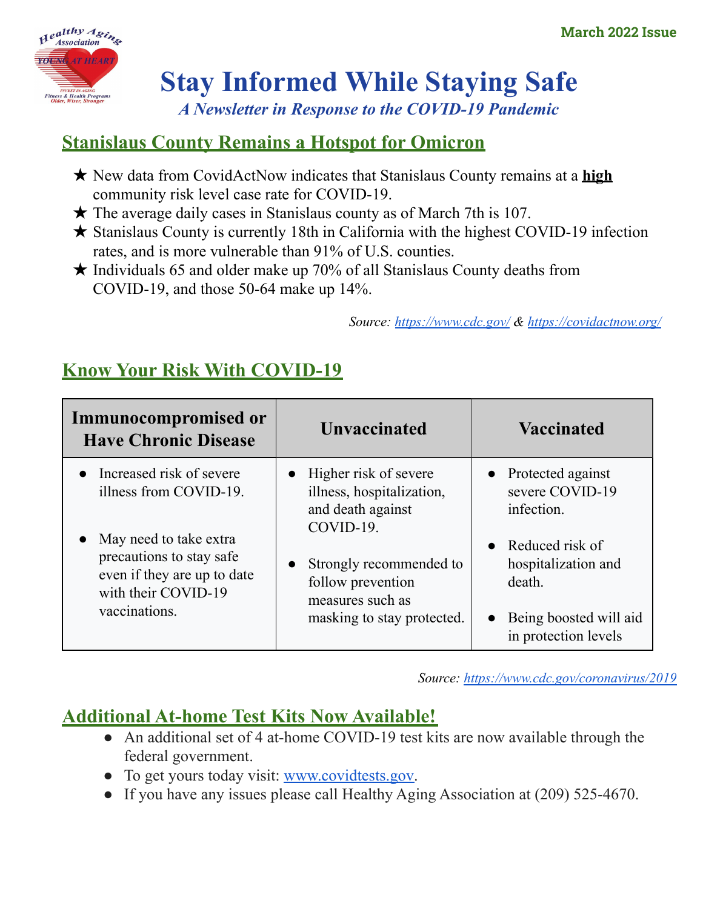March 2022 Issue

# Stay Informed While Staying Safe

*A Newsletter in Response to the COVID-19 Pandemic*

## Stanislaus County Remains a Hotspot for Omicron

★ New data from CovidActNow indicates that Stanislaus County remains at a **high** community risk level case rate for COVID-19.

★ The average daily cases in Stanislaus county as of March 7th is 107.

★ Stanislaus County is currently 18th in California with the highest COVID-19 infection rates, and is more vulnerable than 91% of U.S. counties.

★ Individuals 65 and older make up 70% of all Stanislaus County deaths from COVID-19, and those 50-64 make up 14%.

*Source: https://www.cdc.gov/ & https://covidactnow.org/*

## Know Your Risk With COVID-19

| Immunocompromised or Have Chronic Disease | Unvaccinated | Vaccinated |
|---|---|---|
| • Increased risk of severe illness from COVID-19.<br>• May need to take extra precautions to stay safe even if they are up to date with their COVID-19 vaccinations. | • Higher risk of severe illness, hospitalization, and death against COVID-19.<br>• Strongly recommended to follow prevention measures such as masking to stay protected. | • Protected against severe COVID-19 infection.<br>• Reduced risk of hospitalization and death.<br>• Being boosted will aid in protection levels |

*Source: https://www.cdc.gov/coronavirus/2019*

## Additional At-home Test Kits Now Available!

- An additional set of 4 at-home COVID-19 test kits are now available through the federal government.
- To get yours today visit: www.covidtests.gov.
- If you have any issues please call Healthy Aging Association at (209) 525-4670.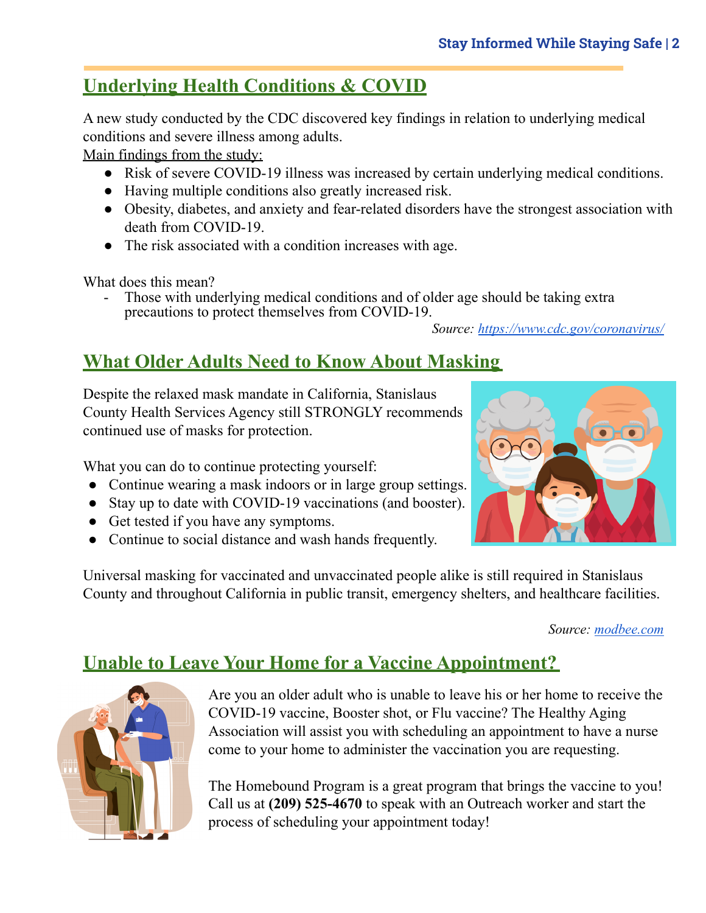## Underlying Health Conditions & COVID

A new study conducted by the CDC discovered key findings in relation to underlying medical conditions and severe illness among adults.

Main findings from the study:

- Risk of severe COVID-19 illness was increased by certain underlying medical conditions.
- Having multiple conditions also greatly increased risk.
- Obesity, diabetes, and anxiety and fear-related disorders have the strongest association with death from COVID-19.
- The risk associated with a condition increases with age.

What does this mean?

- Those with underlying medical conditions and of older age should be taking extra precautions to protect themselves from COVID-19.

*Source: https://www.cdc.gov/coronavirus/*

## What Older Adults Need to Know About Masking

Despite the relaxed mask mandate in California, Stanislaus County Health Services Agency still STRONGLY recommends continued use of masks for protection.

What you can do to continue protecting yourself:

- Continue wearing a mask indoors or in large group settings.
- Stay up to date with COVID-19 vaccinations (and booster).
- Get tested if you have any symptoms.
- Continue to social distance and wash hands frequently.

Universal masking for vaccinated and unvaccinated people alike is still required in Stanislaus County and throughout California in public transit, emergency shelters, and healthcare facilities.

*Source: modbee.com*

## Unable to Leave Your Home for a Vaccine Appointment?

Are you an older adult who is unable to leave his or her home to receive the COVID-19 vaccine, Booster shot, or Flu vaccine? The Healthy Aging Association will assist you with scheduling an appointment to have a nurse come to your home to administer the vaccination you are requesting.

The Homebound Program is a great program that brings the vaccine to you! Call us at **(209) 525-4670** to speak with an Outreach worker and start the process of scheduling your appointment today!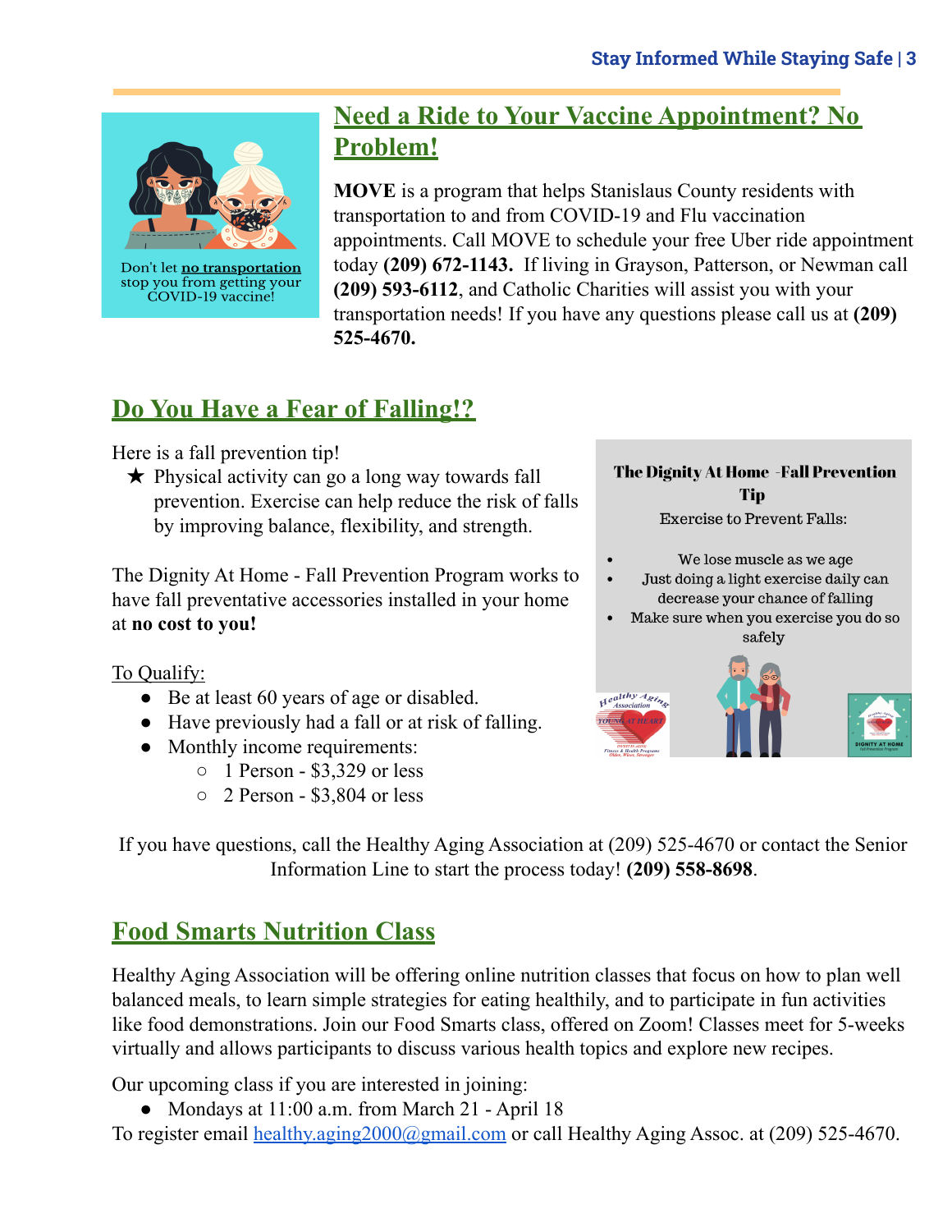## Need a Ride to Your Vaccine Appointment? No Problem!

Don't let **no transportation** stop you from getting your COVID-19 vaccine!

**MOVE** is a program that helps Stanislaus County residents with transportation to and from COVID-19 and Flu vaccination appointments. Call MOVE to schedule your free Uber ride appointment today **(209) 672-1143.** If living in Grayson, Patterson, or Newman call **(209) 593-6112**, and Catholic Charities will assist you with your transportation needs! If you have any questions please call us at **(209) 525-4670.**

## Do You Have a Fear of Falling!?

Here is a fall prevention tip!

★ Physical activity can go a long way towards fall prevention. Exercise can help reduce the risk of falls by improving balance, flexibility, and strength.

The Dignity At Home - Fall Prevention Program works to have fall preventative accessories installed in your home at **no cost to you!**

To Qualify:

- Be at least 60 years of age or disabled.
- Have previously had a fall or at risk of falling.
- Monthly income requirements:
  - 1 Person - $3,329 or less
  - 2 Person - $3,804 or less

**The Dignity At Home -Fall Prevention Tip**

Exercise to Prevent Falls:

- We lose muscle as we age
- Just doing a light exercise daily can decrease your chance of falling
- Make sure when you exercise you do so safely

If you have questions, call the Healthy Aging Association at (209) 525-4670 or contact the Senior Information Line to start the process today! **(209) 558-8698**.

## Food Smarts Nutrition Class

Healthy Aging Association will be offering online nutrition classes that focus on how to plan well balanced meals, to learn simple strategies for eating healthily, and to participate in fun activities like food demonstrations. Join our Food Smarts class, offered on Zoom! Classes meet for 5-weeks virtually and allows participants to discuss various health topics and explore new recipes.

Our upcoming class if you are interested in joining:

- Mondays at 11:00 a.m. from March 21 - April 18

To register email healthy.aging2000@gmail.com or call Healthy Aging Assoc. at (209) 525-4670.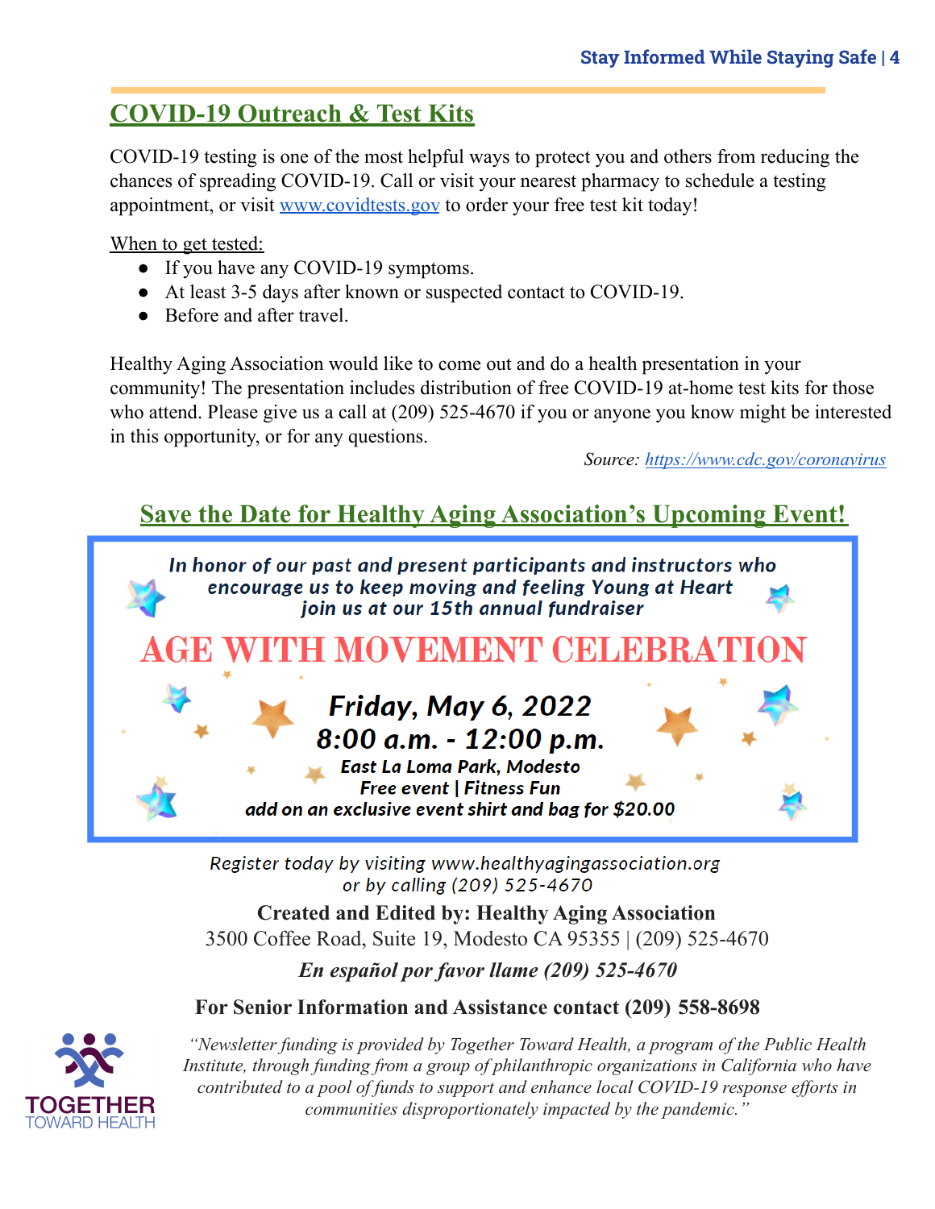## COVID-19 Outreach & Test Kits

COVID-19 testing is one of the most helpful ways to protect you and others from reducing the chances of spreading COVID-19. Call or visit your nearest pharmacy to schedule a testing appointment, or visit www.covidtests.gov to order your free test kit today!

When to get tested:

- If you have any COVID-19 symptoms.
- At least 3-5 days after known or suspected contact to COVID-19.
- Before and after travel.

Healthy Aging Association would like to come out and do a health presentation in your community! The presentation includes distribution of free COVID-19 at-home test kits for those who attend. Please give us a call at (209) 525-4670 if you or anyone you know might be interested in this opportunity, or for any questions.

*Source: https://www.cdc.gov/coronavirus*

## Save the Date for Healthy Aging Association's Upcoming Event!

***In honor of our past and present participants and instructors who encourage us to keep moving and feeling Young at Heart join us at our 15th annual fundraiser***

# AGE WITH MOVEMENT CELEBRATION

**Friday, May 6, 2022**

**8:00 a.m. - 12:00 p.m.**

**East La Loma Park, Modesto**

**Free event | Fitness Fun**

**add on an exclusive event shirt and bag for $20.00**

*Register today by visiting www.healthyagingassociation.org or by calling (209) 525-4670*

**Created and Edited by: Healthy Aging Association**

3500 Coffee Road, Suite 19, Modesto CA 95355 | (209) 525-4670

***En español por favor llame (209) 525-4670***

**For Senior Information and Assistance contact (209) 558-8698**

TOGETHER TOWARD HEALTH

*"Newsletter funding is provided by Together Toward Health, a program of the Public Health Institute, through funding from a group of philanthropic organizations in California who have contributed to a pool of funds to support and enhance local COVID-19 response efforts in communities disproportionately impacted by the pandemic."*